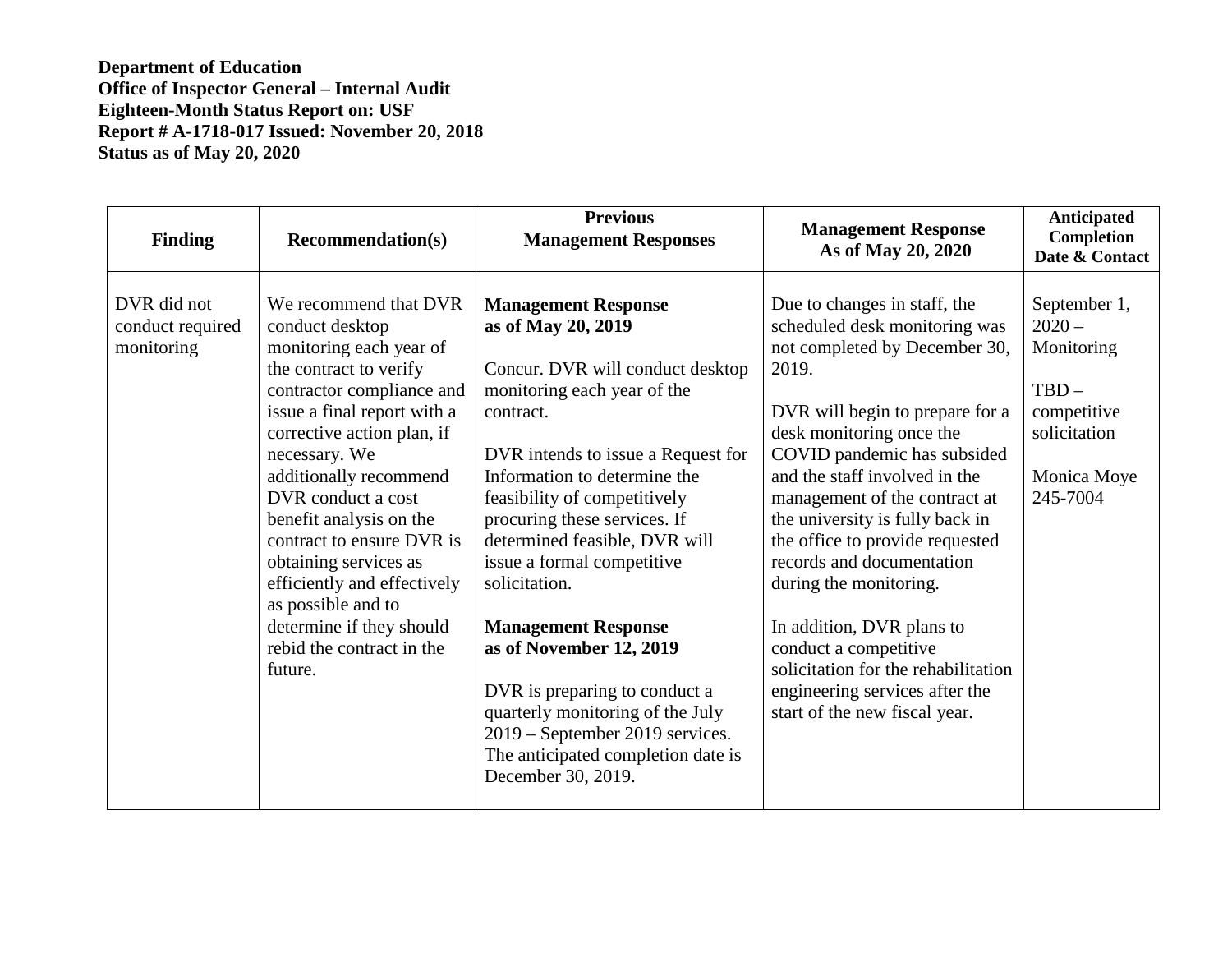**Department of Education**
**Office of Inspector General – Internal Audit**
**Eighteen-Month Status Report on: USF**
**Report # A-1718-017 Issued: November 20, 2018**
**Status as of May 20, 2020**

| Finding | Recommendation(s) | Previous Management Responses | Management Response As of May 20, 2020 | Anticipated Completion Date & Contact |
|---|---|---|---|---|
| DVR did not conduct required monitoring | We recommend that DVR conduct desktop monitoring each year of the contract to verify contractor compliance and issue a final report with a corrective action plan, if necessary. We additionally recommend DVR conduct a cost benefit analysis on the contract to ensure DVR is obtaining services as efficiently and effectively as possible and to determine if they should rebid the contract in the future. | **Management Response as of May 20, 2019**<br><br>Concur. DVR will conduct desktop monitoring each year of the contract.<br><br>DVR intends to issue a Request for Information to determine the feasibility of competitively procuring these services. If determined feasible, DVR will issue a formal competitive solicitation.<br><br>**Management Response as of November 12, 2019**<br><br>DVR is preparing to conduct a quarterly monitoring of the July 2019 – September 2019 services. The anticipated completion date is December 30, 2019. | Due to changes in staff, the scheduled desk monitoring was not completed by December 30, 2019.<br><br>DVR will begin to prepare for a desk monitoring once the COVID pandemic has subsided and the staff involved in the management of the contract at the university is fully back in the office to provide requested records and documentation during the monitoring.<br><br>In addition, DVR plans to conduct a competitive solicitation for the rehabilitation engineering services after the start of the new fiscal year. | September 1, 2020 – Monitoring<br><br>TBD – competitive solicitation<br><br>Monica Moye 245-7004 |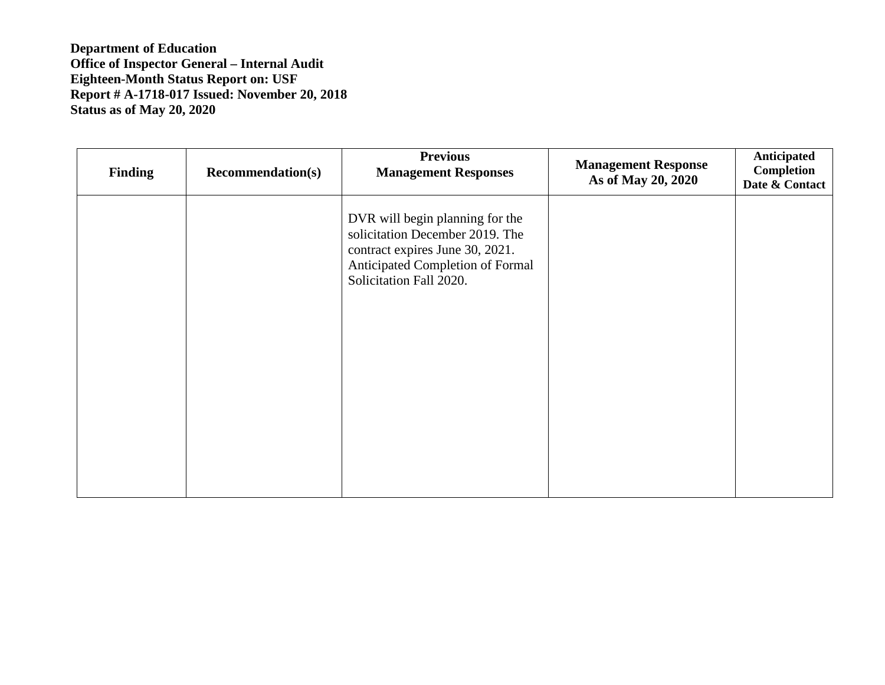**Department of Education**
**Office of Inspector General – Internal Audit**
**Eighteen-Month Status Report on: USF**
**Report # A-1718-017 Issued: November 20, 2018**
**Status as of May 20, 2020**

| Finding | Recommendation(s) | Previous Management Responses | Management Response As of May 20, 2020 | Anticipated Completion Date & Contact |
|---|---|---|---|---|
| | | DVR will begin planning for the solicitation December 2019. The contract expires June 30, 2021. Anticipated Completion of Formal Solicitation Fall 2020. | | |